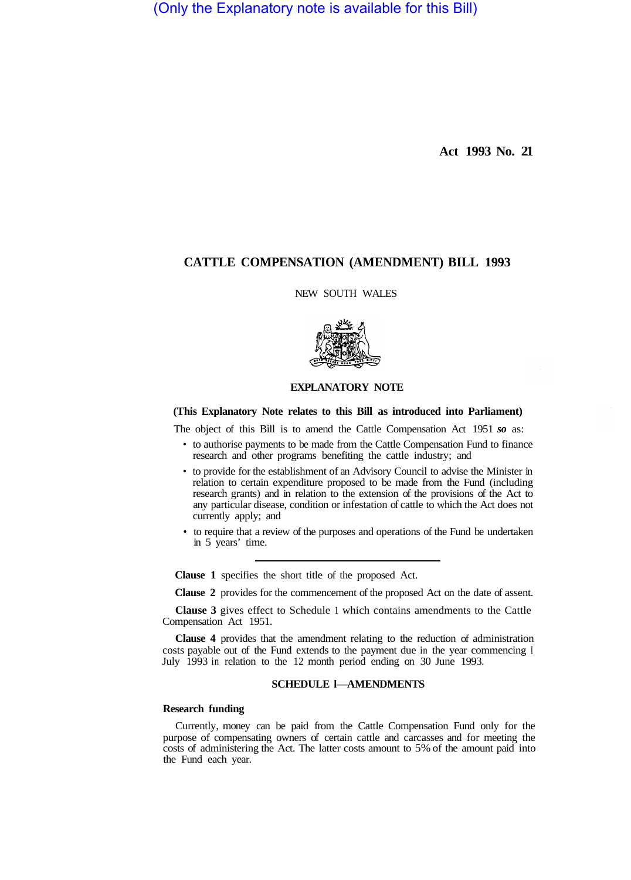(Only the Explanatory note is available for this Bill)

**Act 1993 No. 21**

# CATTLE COMPENSATION (AMENDMENT) BILL 1993

NEW SOUTH WALES

## EXPLANATORY NOTE

**(This Explanatory Note relates to this Bill as introduced into Parliament)**

The object of this Bill is to amend the Cattle Compensation Act 1951 *so* as:

- to authorise payments to be made from the Cattle Compensation Fund to finance research and other programs benefiting the cattle industry; and
- to provide for the establishment of an Advisory Council to advise the Minister in relation to certain expenditure proposed to be made from the Fund (including research grants) and in relation to the extension of the provisions of the Act to any particular disease, condition or infestation of cattle to which the Act does not currently apply; and
- to require that a review of the purposes and operations of the Fund be undertaken in 5 years' time.

---

**Clause 1** specifies the short title of the proposed Act.

**Clause 2** provides for the commencement of the proposed Act on the date of assent.

**Clause 3** gives effect to Schedule 1 which contains amendments to the Cattle Compensation Act 1951.

**Clause 4** provides that the amendment relating to the reduction of administration costs payable out of the Fund extends to the payment due in the year commencing 1 July 1993 in relation to the 12 month period ending on 30 June 1993.

### SCHEDULE 1—AMENDMENTS

**Research funding**

Currently, money can be paid from the Cattle Compensation Fund only for the purpose of compensating owners of certain cattle and carcasses and for meeting the costs of administering the Act. The latter costs amount to 5% of the amount paid into the Fund each year.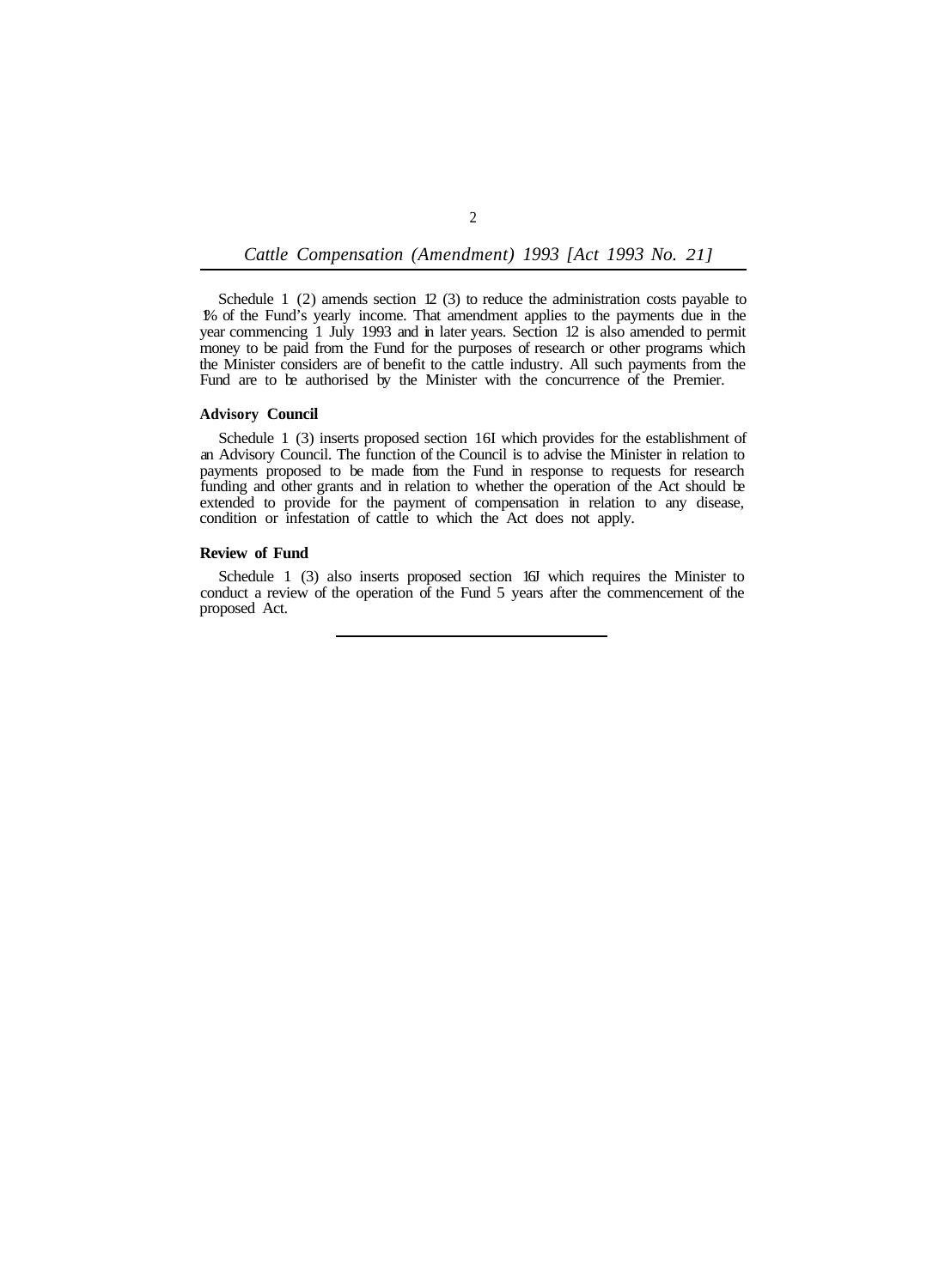Schedule 1 (2) amends section 12 (3) to reduce the administration costs payable to 1% of the Fund's yearly income. That amendment applies to the payments due in the year commencing 1 July 1993 and in later years. Section 12 is also amended to permit money to be paid from the Fund for the purposes of research or other programs which the Minister considers are of benefit to the cattle industry. All such payments from the Fund are to be authorised by the Minister with the concurrence of the Premier.

**Advisory Council**

Schedule 1 (3) inserts proposed section 16I which provides for the establishment of an Advisory Council. The function of the Council is to advise the Minister in relation to payments proposed to be made from the Fund in response to requests for research funding and other grants and in relation to whether the operation of the Act should be extended to provide for the payment of compensation in relation to any disease, condition or infestation of cattle to which the Act does not apply.

**Review of Fund**

Schedule 1 (3) also inserts proposed section 16J which requires the Minister to conduct a review of the operation of the Fund 5 years after the commencement of the proposed Act.